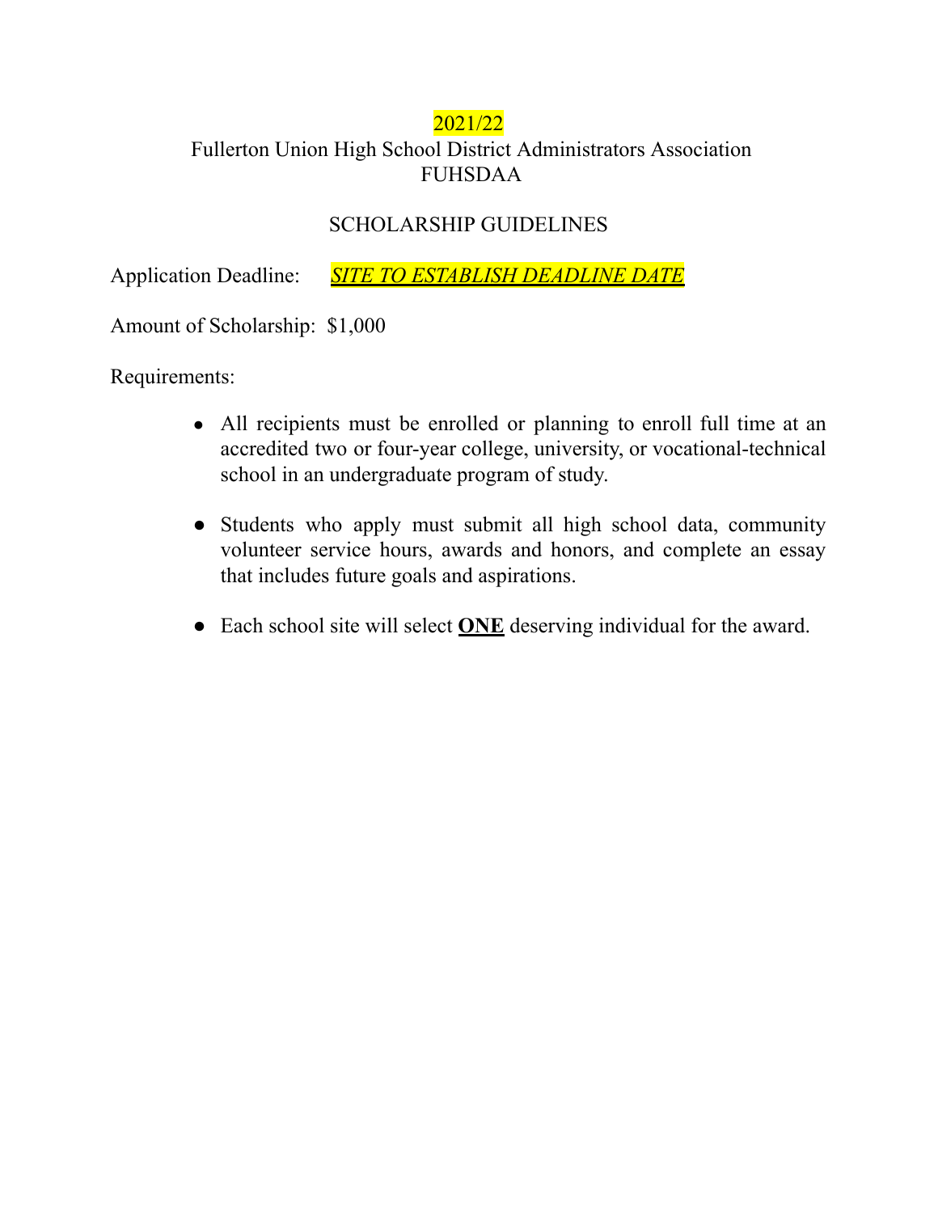2021/22

Fullerton Union High School District Administrators Association
FUHSDAA

SCHOLARSHIP GUIDELINES

Application Deadline: *SITE TO ESTABLISH DEADLINE DATE*

Amount of Scholarship: $1,000

Requirements:

- All recipients must be enrolled or planning to enroll full time at an accredited two or four-year college, university, or vocational-technical school in an undergraduate program of study.

- Students who apply must submit all high school data, community volunteer service hours, awards and honors, and complete an essay that includes future goals and aspirations.

- Each school site will select **ONE** deserving individual for the award.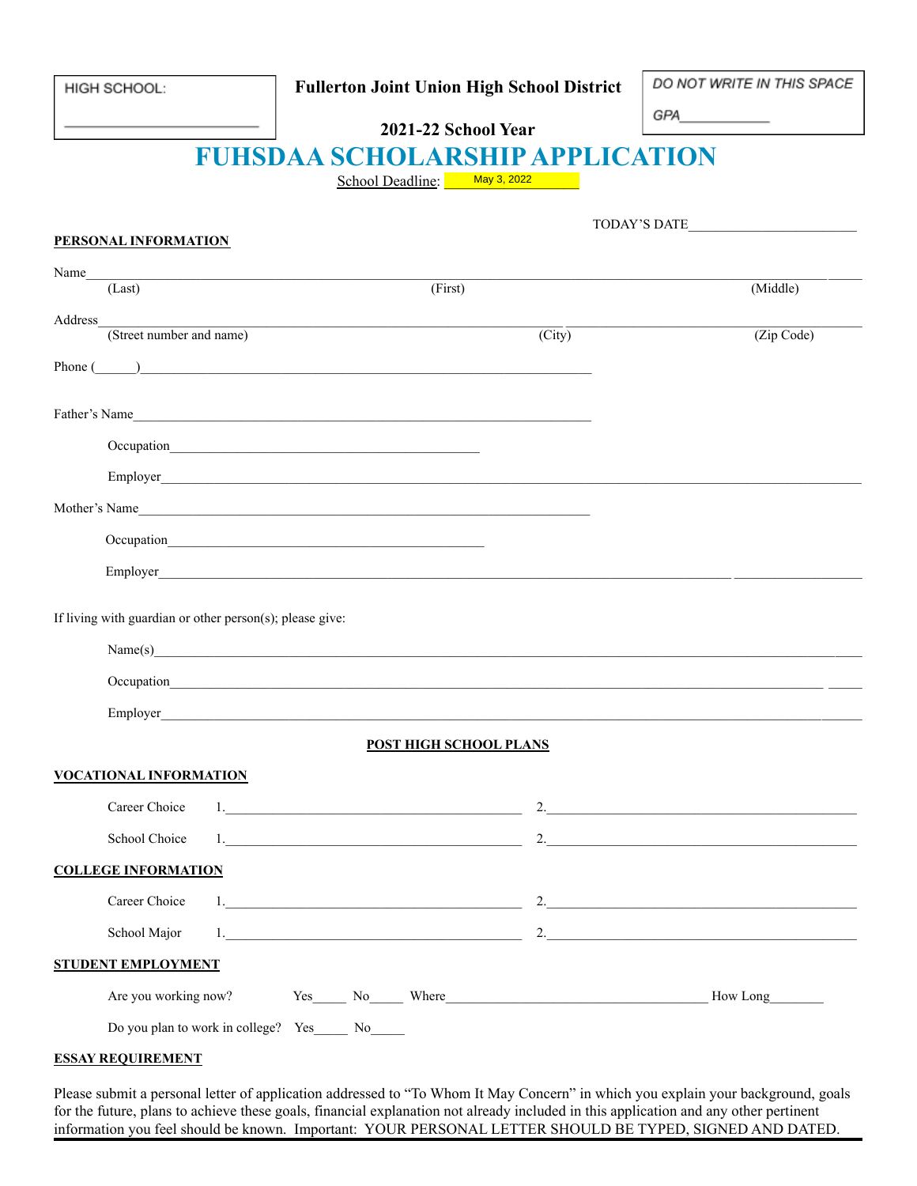HIGH SCHOOL: ______________________

**Fullerton Joint Union High School District**

**2021-22 School Year**

DO NOT WRITE IN THIS SPACE

GPA____________

# FUHSDAA SCHOLARSHIP APPLICATION

School Deadline: May 3, 2022

TODAY'S DATE________________________

**PERSONAL INFORMATION**

Name______________________________________________________________________________
(Last) (First) (Middle)

Address____________________________________________________________________________
(Street number and name) (City) (Zip Code)

Phone (______)______________________________________________________________

Father's Name_______________________________________________________________

Occupation_____________________________________________

Employer__________________________________________________________________________

Mother's Name_______________________________________________________________

Occupation_____________________________________________

Employer__________________________________________________________________________

If living with guardian or other person(s); please give:

Name(s)___________________________________________________________________________

Occupation________________________________________________________________________

Employer__________________________________________________________________________

**POST HIGH SCHOOL PLANS**

**VOCATIONAL INFORMATION**

Career Choice 1.__________________________________ 2.__________________________________

School Choice 1.__________________________________ 2.__________________________________

**COLLEGE INFORMATION**

Career Choice 1.__________________________________ 2.__________________________________

School Major 1.__________________________________ 2.__________________________________

**STUDENT EMPLOYMENT**

Are you working now? Yes_____ No_____ Where______________________________ How Long________

Do you plan to work in college? Yes_____ No_____

**ESSAY REQUIREMENT**

Please submit a personal letter of application addressed to "To Whom It May Concern" in which you explain your background, goals for the future, plans to achieve these goals, financial explanation not already included in this application and any other pertinent information you feel should be known. Important: YOUR PERSONAL LETTER SHOULD BE TYPED, SIGNED AND DATED.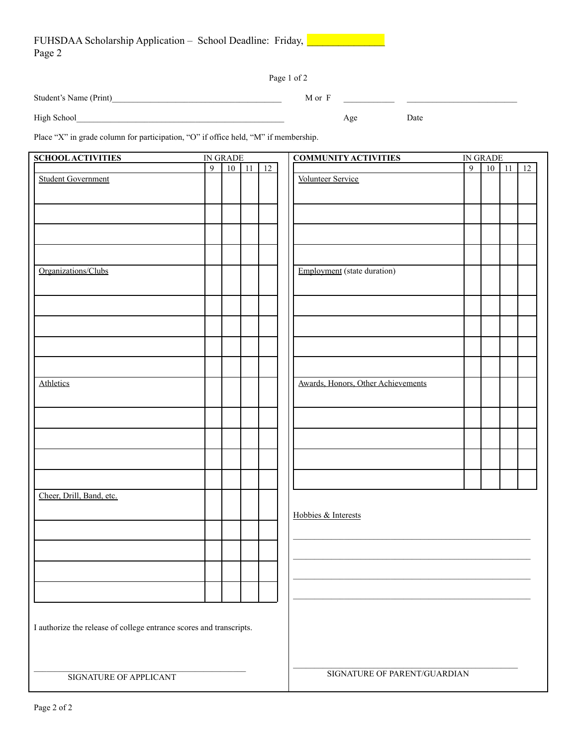FUHSDAA Scholarship Application – School Deadline: Friday, ______________
Page 2

Page 1 of 2

Student's Name (Print)_______________________________________ M or F ___________ _________________________

High School_______________________________________________ Age Date

Place "X" in grade column for participation, "O" if office held, "M" if membership.

| SCHOOL ACTIVITIES | 9 | 10 | 11 | 12 |
|---|---|---|---|---|
| Student Government | | | | |
| | | | | |
| | | | | |
| | | | | |
| Organizations/Clubs | | | | |
| | | | | |
| | | | | |
| | | | | |
| | | | | |
| Athletics | | | | |
| | | | | |
| | | | | |
| | | | | |
| | | | | |
| Cheer, Drill, Band, etc. | | | | |
| | | | | |
| | | | | |
| | | | | |
| | | | | |

| COMMUNITY ACTIVITIES | 9 | 10 | 11 | 12 |
|---|---|---|---|---|
| Volunteer Service | | | | |
| | | | | |
| | | | | |
| | | | | |
| Employment (state duration) | | | | |
| | | | | |
| | | | | |
| | | | | |
| | | | | |
| Awards, Honors, Other Achievements | | | | |
| | | | | |
| | | | | |
| | | | | |
| | | | | |

Hobbies & Interests

_______________________________________________

_______________________________________________

_______________________________________________

_______________________________________________

I authorize the release of college entrance scores and transcripts.

_______________________________________________
SIGNATURE OF APPLICANT

_______________________________________________
SIGNATURE OF PARENT/GUARDIAN